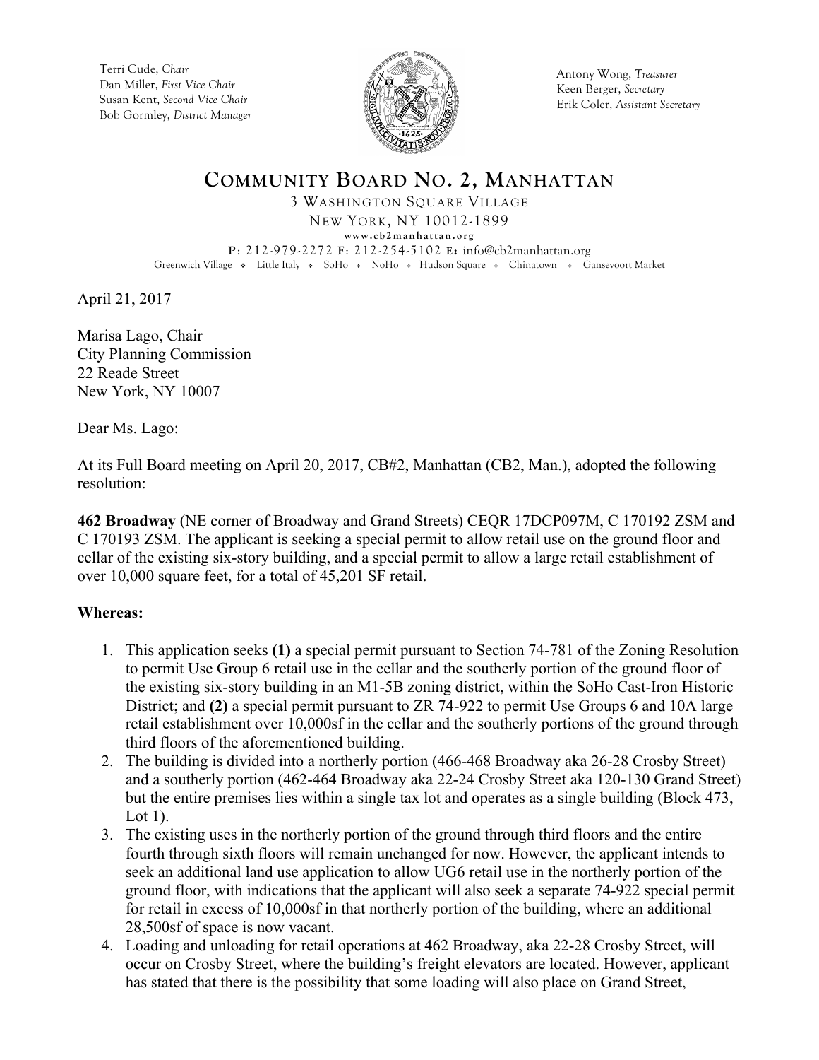Terri Cude, *Chair*
Dan Miller, *First Vice Chair*
Susan Kent, *Second Vice Chair*
Bob Gormley, *District Manager*

Antony Wong, *Treasurer*
Keen Berger, *Secretary*
Erik Coler, *Assistant Secretary*

# COMMUNITY BOARD NO. 2, MANHATTAN

3 WASHINGTON SQUARE VILLAGE
NEW YORK, NY 10012-1899
www.cb2manhattan.org
P: 212-979-2272 F: 212-254-5102 E: info@cb2manhattan.org
Greenwich Village ❖ Little Italy ❖ SoHo ❖ NoHo ❖ Hudson Square ❖ Chinatown ❖ Gansevoort Market

April 21, 2017

Marisa Lago, Chair
City Planning Commission
22 Reade Street
New York, NY 10007

Dear Ms. Lago:

At its Full Board meeting on April 20, 2017, CB#2, Manhattan (CB2, Man.), adopted the following resolution:

**462 Broadway** (NE corner of Broadway and Grand Streets) CEQR 17DCP097M, C 170192 ZSM and C 170193 ZSM. The applicant is seeking a special permit to allow retail use on the ground floor and cellar of the existing six-story building, and a special permit to allow a large retail establishment of over 10,000 square feet, for a total of 45,201 SF retail.

**Whereas:**

1. This application seeks **(1)** a special permit pursuant to Section 74-781 of the Zoning Resolution to permit Use Group 6 retail use in the cellar and the southerly portion of the ground floor of the existing six-story building in an M1-5B zoning district, within the SoHo Cast-Iron Historic District; and **(2)** a special permit pursuant to ZR 74-922 to permit Use Groups 6 and 10A large retail establishment over 10,000sf in the cellar and the southerly portions of the ground through third floors of the aforementioned building.
2. The building is divided into a northerly portion (466-468 Broadway aka 26-28 Crosby Street) and a southerly portion (462-464 Broadway aka 22-24 Crosby Street aka 120-130 Grand Street) but the entire premises lies within a single tax lot and operates as a single building (Block 473, Lot 1).
3. The existing uses in the northerly portion of the ground through third floors and the entire fourth through sixth floors will remain unchanged for now. However, the applicant intends to seek an additional land use application to allow UG6 retail use in the northerly portion of the ground floor, with indications that the applicant will also seek a separate 74-922 special permit for retail in excess of 10,000sf in that northerly portion of the building, where an additional 28,500sf of space is now vacant.
4. Loading and unloading for retail operations at 462 Broadway, aka 22-28 Crosby Street, will occur on Crosby Street, where the building's freight elevators are located. However, applicant has stated that there is the possibility that some loading will also place on Grand Street,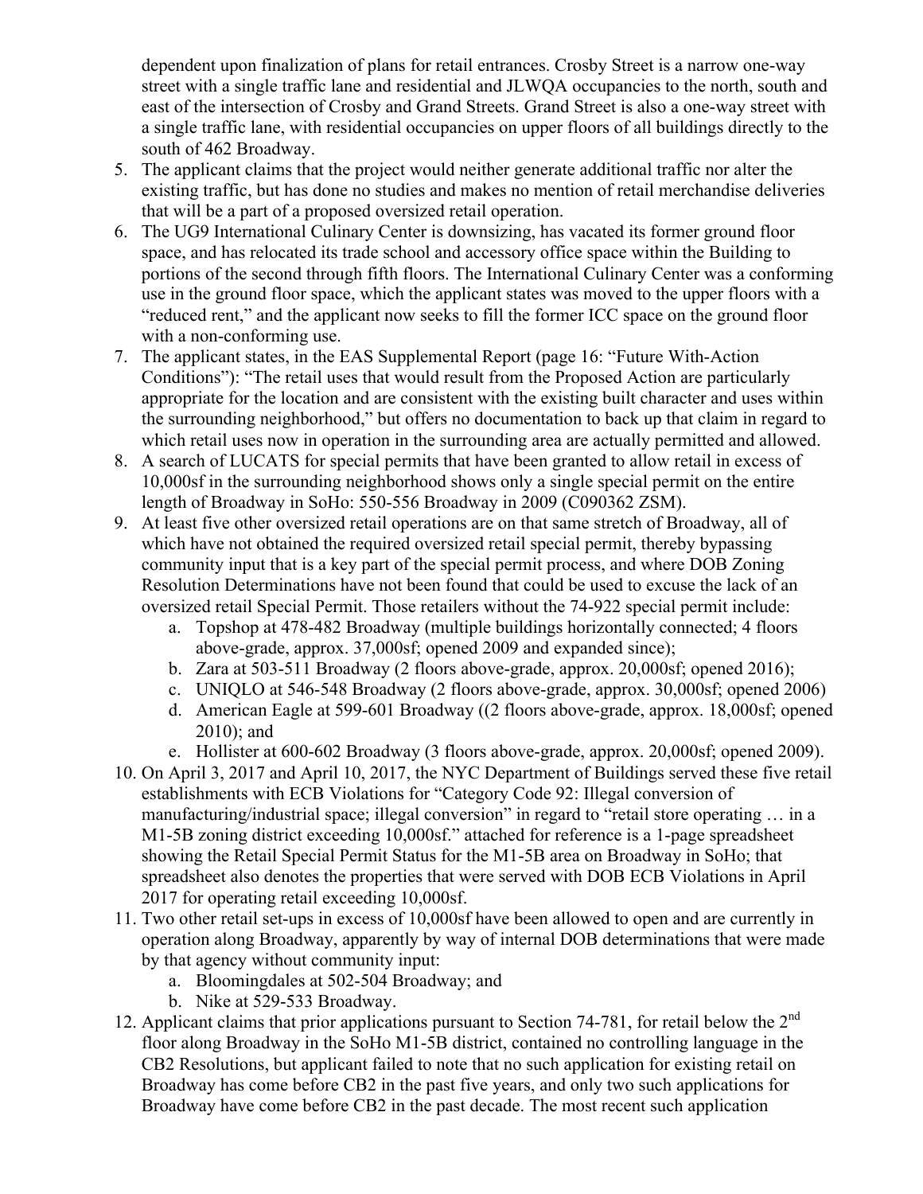dependent upon finalization of plans for retail entrances. Crosby Street is a narrow one-way street with a single traffic lane and residential and JLWQA occupancies to the north, south and east of the intersection of Crosby and Grand Streets. Grand Street is also a one-way street with a single traffic lane, with residential occupancies on upper floors of all buildings directly to the south of 462 Broadway.

5. The applicant claims that the project would neither generate additional traffic nor alter the existing traffic, but has done no studies and makes no mention of retail merchandise deliveries that will be a part of a proposed oversized retail operation.
6. The UG9 International Culinary Center is downsizing, has vacated its former ground floor space, and has relocated its trade school and accessory office space within the Building to portions of the second through fifth floors. The International Culinary Center was a conforming use in the ground floor space, which the applicant states was moved to the upper floors with a "reduced rent," and the applicant now seeks to fill the former ICC space on the ground floor with a non-conforming use.
7. The applicant states, in the EAS Supplemental Report (page 16: "Future With-Action Conditions"): "The retail uses that would result from the Proposed Action are particularly appropriate for the location and are consistent with the existing built character and uses within the surrounding neighborhood," but offers no documentation to back up that claim in regard to which retail uses now in operation in the surrounding area are actually permitted and allowed.
8. A search of LUCATS for special permits that have been granted to allow retail in excess of 10,000sf in the surrounding neighborhood shows only a single special permit on the entire length of Broadway in SoHo: 550-556 Broadway in 2009 (C090362 ZSM).
9. At least five other oversized retail operations are on that same stretch of Broadway, all of which have not obtained the required oversized retail special permit, thereby bypassing community input that is a key part of the special permit process, and where DOB Zoning Resolution Determinations have not been found that could be used to excuse the lack of an oversized retail Special Permit. Those retailers without the 74-922 special permit include:
   a. Topshop at 478-482 Broadway (multiple buildings horizontally connected; 4 floors above-grade, approx. 37,000sf; opened 2009 and expanded since);
   b. Zara at 503-511 Broadway (2 floors above-grade, approx. 20,000sf; opened 2016);
   c. UNIQLO at 546-548 Broadway (2 floors above-grade, approx. 30,000sf; opened 2006)
   d. American Eagle at 599-601 Broadway ((2 floors above-grade, approx. 18,000sf; opened 2010); and
   e. Hollister at 600-602 Broadway (3 floors above-grade, approx. 20,000sf; opened 2009).
10. On April 3, 2017 and April 10, 2017, the NYC Department of Buildings served these five retail establishments with ECB Violations for "Category Code 92: Illegal conversion of manufacturing/industrial space; illegal conversion" in regard to "retail store operating … in a M1-5B zoning district exceeding 10,000sf." attached for reference is a 1-page spreadsheet showing the Retail Special Permit Status for the M1-5B area on Broadway in SoHo; that spreadsheet also denotes the properties that were served with DOB ECB Violations in April 2017 for operating retail exceeding 10,000sf.
11. Two other retail set-ups in excess of 10,000sf have been allowed to open and are currently in operation along Broadway, apparently by way of internal DOB determinations that were made by that agency without community input:
    a. Bloomingdales at 502-504 Broadway; and
    b. Nike at 529-533 Broadway.
12. Applicant claims that prior applications pursuant to Section 74-781, for retail below the 2nd floor along Broadway in the SoHo M1-5B district, contained no controlling language in the CB2 Resolutions, but applicant failed to note that no such application for existing retail on Broadway has come before CB2 in the past five years, and only two such applications for Broadway have come before CB2 in the past decade. The most recent such application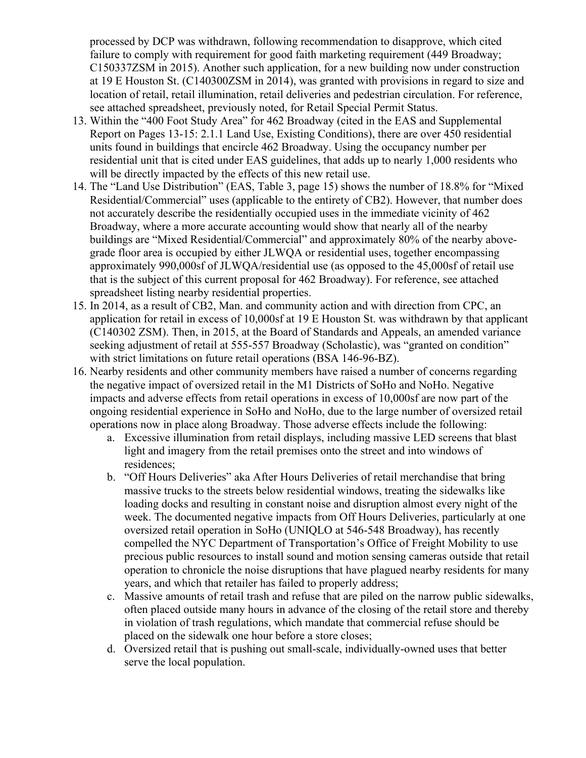processed by DCP was withdrawn, following recommendation to disapprove, which cited failure to comply with requirement for good faith marketing requirement (449 Broadway; C150337ZSM in 2015). Another such application, for a new building now under construction at 19 E Houston St. (C140300ZSM in 2014), was granted with provisions in regard to size and location of retail, retail illumination, retail deliveries and pedestrian circulation. For reference, see attached spreadsheet, previously noted, for Retail Special Permit Status.

13. Within the "400 Foot Study Area" for 462 Broadway (cited in the EAS and Supplemental Report on Pages 13-15: 2.1.1 Land Use, Existing Conditions), there are over 450 residential units found in buildings that encircle 462 Broadway. Using the occupancy number per residential unit that is cited under EAS guidelines, that adds up to nearly 1,000 residents who will be directly impacted by the effects of this new retail use.
14. The "Land Use Distribution" (EAS, Table 3, page 15) shows the number of 18.8% for "Mixed Residential/Commercial" uses (applicable to the entirety of CB2). However, that number does not accurately describe the residentially occupied uses in the immediate vicinity of 462 Broadway, where a more accurate accounting would show that nearly all of the nearby buildings are "Mixed Residential/Commercial" and approximately 80% of the nearby above-grade floor area is occupied by either JLWQA or residential uses, together encompassing approximately 990,000sf of JLWQA/residential use (as opposed to the 45,000sf of retail use that is the subject of this current proposal for 462 Broadway). For reference, see attached spreadsheet listing nearby residential properties.
15. In 2014, as a result of CB2, Man. and community action and with direction from CPC, an application for retail in excess of 10,000sf at 19 E Houston St. was withdrawn by that applicant (C140302 ZSM). Then, in 2015, at the Board of Standards and Appeals, an amended variance seeking adjustment of retail at 555-557 Broadway (Scholastic), was "granted on condition" with strict limitations on future retail operations (BSA 146-96-BZ).
16. Nearby residents and other community members have raised a number of concerns regarding the negative impact of oversized retail in the M1 Districts of SoHo and NoHo. Negative impacts and adverse effects from retail operations in excess of 10,000sf are now part of the ongoing residential experience in SoHo and NoHo, due to the large number of oversized retail operations now in place along Broadway. Those adverse effects include the following:
    a. Excessive illumination from retail displays, including massive LED screens that blast light and imagery from the retail premises onto the street and into windows of residences;
    b. "Off Hours Deliveries" aka After Hours Deliveries of retail merchandise that bring massive trucks to the streets below residential windows, treating the sidewalks like loading docks and resulting in constant noise and disruption almost every night of the week. The documented negative impacts from Off Hours Deliveries, particularly at one oversized retail operation in SoHo (UNIQLO at 546-548 Broadway), has recently compelled the NYC Department of Transportation's Office of Freight Mobility to use precious public resources to install sound and motion sensing cameras outside that retail operation to chronicle the noise disruptions that have plagued nearby residents for many years, and which that retailer has failed to properly address;
    c. Massive amounts of retail trash and refuse that are piled on the narrow public sidewalks, often placed outside many hours in advance of the closing of the retail store and thereby in violation of trash regulations, which mandate that commercial refuse should be placed on the sidewalk one hour before a store closes;
    d. Oversized retail that is pushing out small-scale, individually-owned uses that better serve the local population.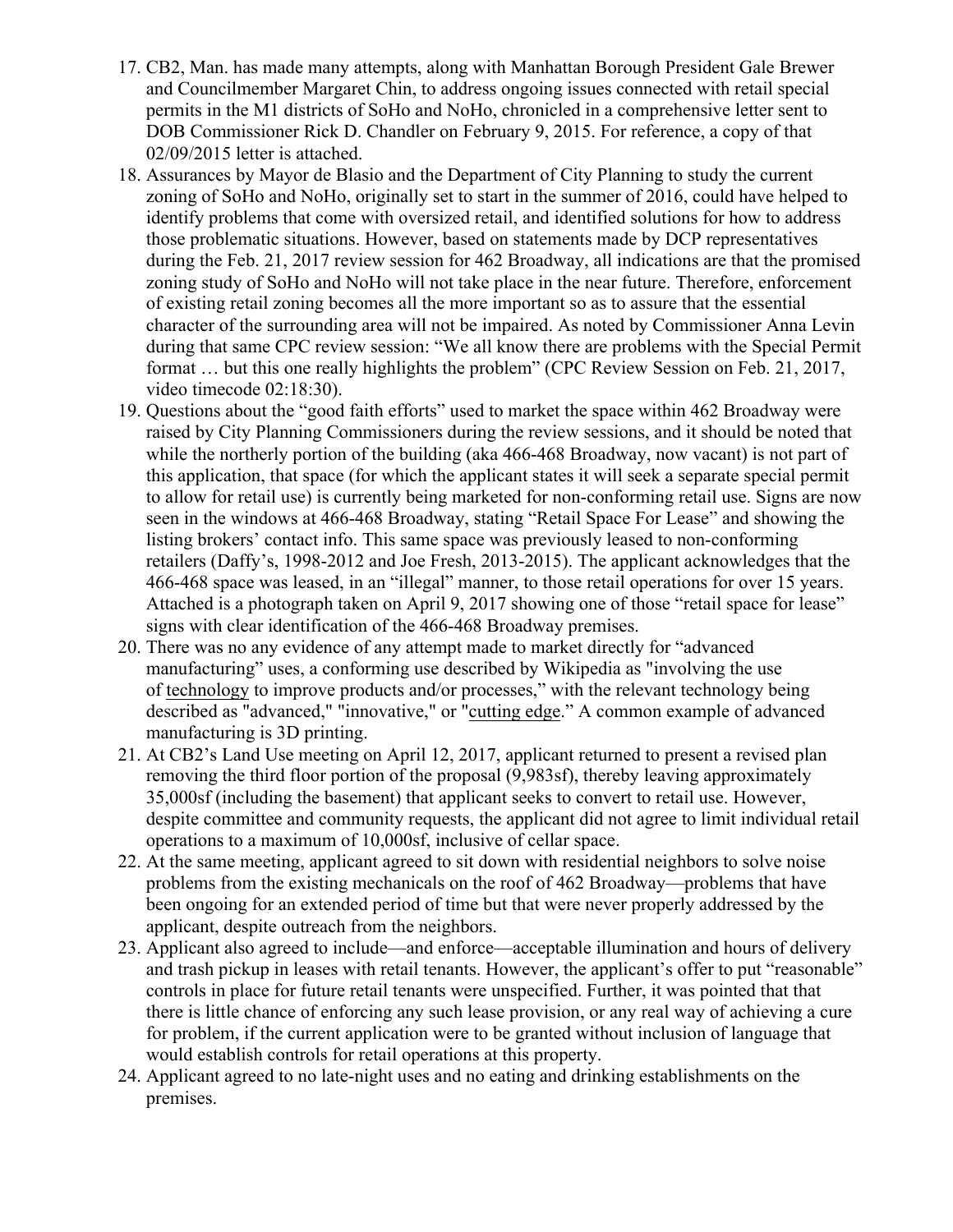17. CB2, Man. has made many attempts, along with Manhattan Borough President Gale Brewer and Councilmember Margaret Chin, to address ongoing issues connected with retail special permits in the M1 districts of SoHo and NoHo, chronicled in a comprehensive letter sent to DOB Commissioner Rick D. Chandler on February 9, 2015. For reference, a copy of that 02/09/2015 letter is attached.
18. Assurances by Mayor de Blasio and the Department of City Planning to study the current zoning of SoHo and NoHo, originally set to start in the summer of 2016, could have helped to identify problems that come with oversized retail, and identified solutions for how to address those problematic situations. However, based on statements made by DCP representatives during the Feb. 21, 2017 review session for 462 Broadway, all indications are that the promised zoning study of SoHo and NoHo will not take place in the near future. Therefore, enforcement of existing retail zoning becomes all the more important so as to assure that the essential character of the surrounding area will not be impaired. As noted by Commissioner Anna Levin during that same CPC review session: "We all know there are problems with the Special Permit format … but this one really highlights the problem" (CPC Review Session on Feb. 21, 2017, video timecode 02:18:30).
19. Questions about the "good faith efforts" used to market the space within 462 Broadway were raised by City Planning Commissioners during the review sessions, and it should be noted that while the northerly portion of the building (aka 466-468 Broadway, now vacant) is not part of this application, that space (for which the applicant states it will seek a separate special permit to allow for retail use) is currently being marketed for non-conforming retail use. Signs are now seen in the windows at 466-468 Broadway, stating "Retail Space For Lease" and showing the listing brokers' contact info. This same space was previously leased to non-conforming retailers (Daffy's, 1998-2012 and Joe Fresh, 2013-2015). The applicant acknowledges that the 466-468 space was leased, in an "illegal" manner, to those retail operations for over 15 years. Attached is a photograph taken on April 9, 2017 showing one of those "retail space for lease" signs with clear identification of the 466-468 Broadway premises.
20. There was no any evidence of any attempt made to market directly for "advanced manufacturing" uses, a conforming use described by Wikipedia as "involving the use of technology to improve products and/or processes," with the relevant technology being described as "advanced," "innovative," or "cutting edge." A common example of advanced manufacturing is 3D printing.
21. At CB2's Land Use meeting on April 12, 2017, applicant returned to present a revised plan removing the third floor portion of the proposal (9,983sf), thereby leaving approximately 35,000sf (including the basement) that applicant seeks to convert to retail use. However, despite committee and community requests, the applicant did not agree to limit individual retail operations to a maximum of 10,000sf, inclusive of cellar space.
22. At the same meeting, applicant agreed to sit down with residential neighbors to solve noise problems from the existing mechanicals on the roof of 462 Broadway—problems that have been ongoing for an extended period of time but that were never properly addressed by the applicant, despite outreach from the neighbors.
23. Applicant also agreed to include—and enforce—acceptable illumination and hours of delivery and trash pickup in leases with retail tenants. However, the applicant's offer to put "reasonable" controls in place for future retail tenants were unspecified. Further, it was pointed that that there is little chance of enforcing any such lease provision, or any real way of achieving a cure for problem, if the current application were to be granted without inclusion of language that would establish controls for retail operations at this property.
24. Applicant agreed to no late-night uses and no eating and drinking establishments on the premises.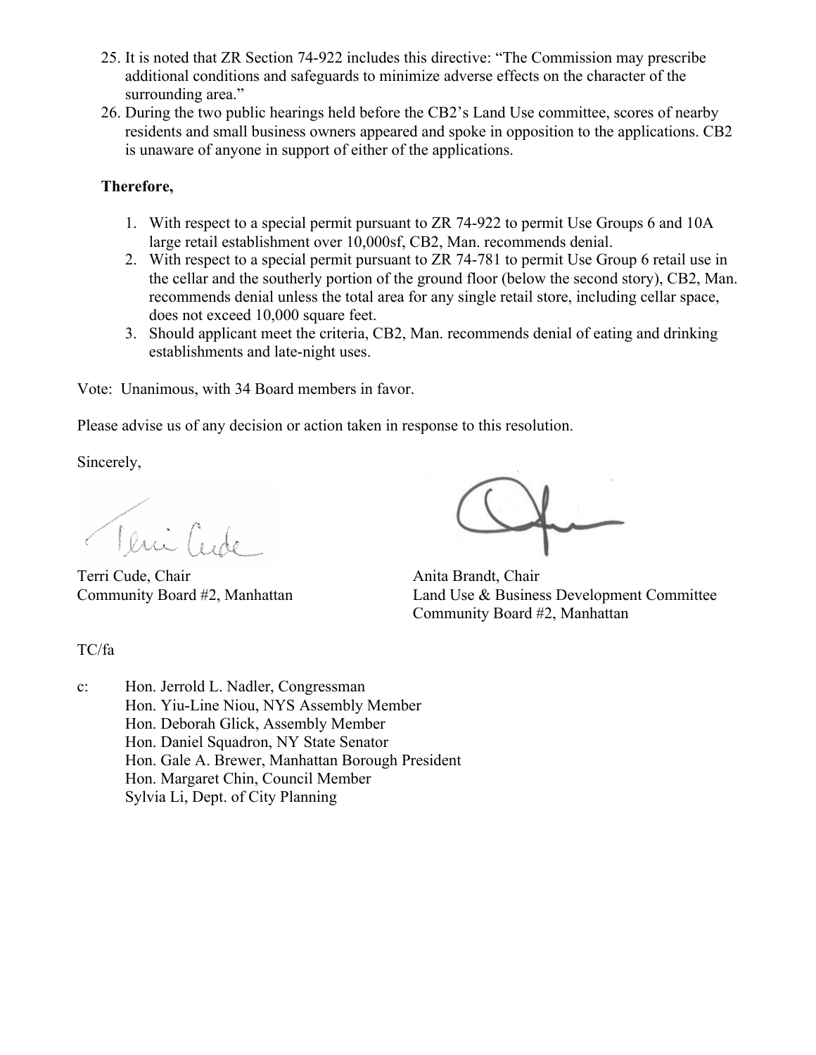25. It is noted that ZR Section 74-922 includes this directive: "The Commission may prescribe additional conditions and safeguards to minimize adverse effects on the character of the surrounding area."
26. During the two public hearings held before the CB2's Land Use committee, scores of nearby residents and small business owners appeared and spoke in opposition to the applications. CB2 is unaware of anyone in support of either of the applications.

**Therefore,**

1. With respect to a special permit pursuant to ZR 74-922 to permit Use Groups 6 and 10A large retail establishment over 10,000sf, CB2, Man. recommends denial.
2. With respect to a special permit pursuant to ZR 74-781 to permit Use Group 6 retail use in the cellar and the southerly portion of the ground floor (below the second story), CB2, Man. recommends denial unless the total area for any single retail store, including cellar space, does not exceed 10,000 square feet.
3. Should applicant meet the criteria, CB2, Man. recommends denial of eating and drinking establishments and late-night uses.

Vote: Unanimous, with 34 Board members in favor.

Please advise us of any decision or action taken in response to this resolution.

Sincerely,

Terri Cude, Chair
Community Board #2, Manhattan

Anita Brandt, Chair
Land Use & Business Development Committee
Community Board #2, Manhattan

TC/fa

c: Hon. Jerrold L. Nadler, Congressman
Hon. Yiu-Line Niou, NYS Assembly Member
Hon. Deborah Glick, Assembly Member
Hon. Daniel Squadron, NY State Senator
Hon. Gale A. Brewer, Manhattan Borough President
Hon. Margaret Chin, Council Member
Sylvia Li, Dept. of City Planning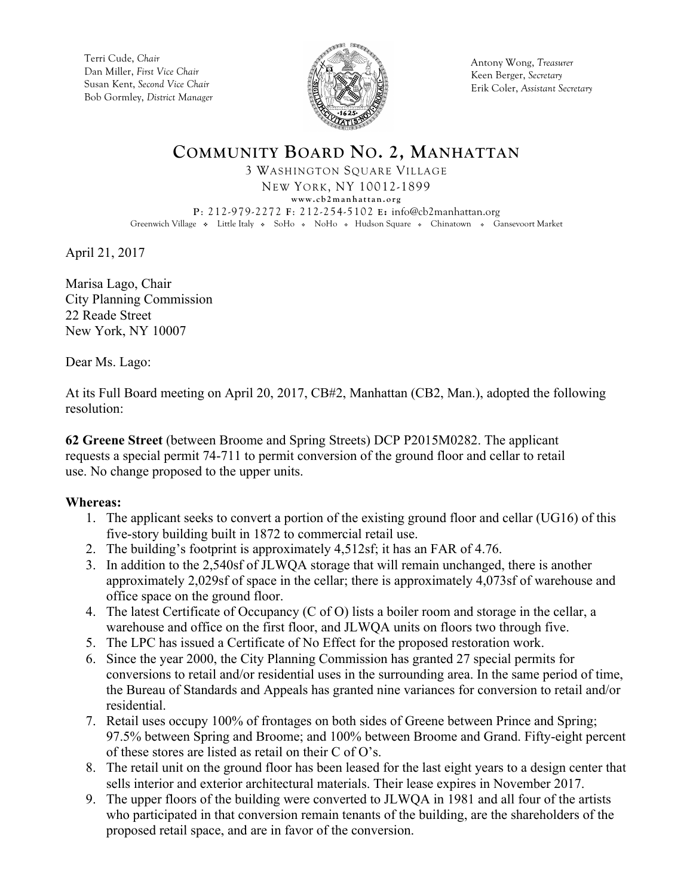Terri Cude, *Chair*
Dan Miller, *First Vice Chair*
Susan Kent, *Second Vice Chair*
Bob Gormley, *District Manager*

Antony Wong, *Treasurer*
Keen Berger, *Secretary*
Erik Coler, *Assistant Secretary*

# COMMUNITY BOARD NO. 2, MANHATTAN

3 WASHINGTON SQUARE VILLAGE
NEW YORK, NY 10012-1899
www.cb2manhattan.org
P: 212-979-2272 F: 212-254-5102 E: info@cb2manhattan.org
Greenwich Village ❖ Little Italy ❖ SoHo ❖ NoHo ❖ Hudson Square ❖ Chinatown ❖ Gansevoort Market

April 21, 2017

Marisa Lago, Chair
City Planning Commission
22 Reade Street
New York, NY 10007

Dear Ms. Lago:

At its Full Board meeting on April 20, 2017, CB#2, Manhattan (CB2, Man.), adopted the following resolution:

**62 Greene Street** (between Broome and Spring Streets) DCP P2015M0282. The applicant requests a special permit 74-711 to permit conversion of the ground floor and cellar to retail use. No change proposed to the upper units.

**Whereas:**

1. The applicant seeks to convert a portion of the existing ground floor and cellar (UG16) of this five-story building built in 1872 to commercial retail use.
2. The building's footprint is approximately 4,512sf; it has an FAR of 4.76.
3. In addition to the 2,540sf of JLWQA storage that will remain unchanged, there is another approximately 2,029sf of space in the cellar; there is approximately 4,073sf of warehouse and office space on the ground floor.
4. The latest Certificate of Occupancy (C of O) lists a boiler room and storage in the cellar, a warehouse and office on the first floor, and JLWQA units on floors two through five.
5. The LPC has issued a Certificate of No Effect for the proposed restoration work.
6. Since the year 2000, the City Planning Commission has granted 27 special permits for conversions to retail and/or residential uses in the surrounding area. In the same period of time, the Bureau of Standards and Appeals has granted nine variances for conversion to retail and/or residential.
7. Retail uses occupy 100% of frontages on both sides of Greene between Prince and Spring; 97.5% between Spring and Broome; and 100% between Broome and Grand. Fifty-eight percent of these stores are listed as retail on their C of O's.
8. The retail unit on the ground floor has been leased for the last eight years to a design center that sells interior and exterior architectural materials. Their lease expires in November 2017.
9. The upper floors of the building were converted to JLWQA in 1981 and all four of the artists who participated in that conversion remain tenants of the building, are the shareholders of the proposed retail space, and are in favor of the conversion.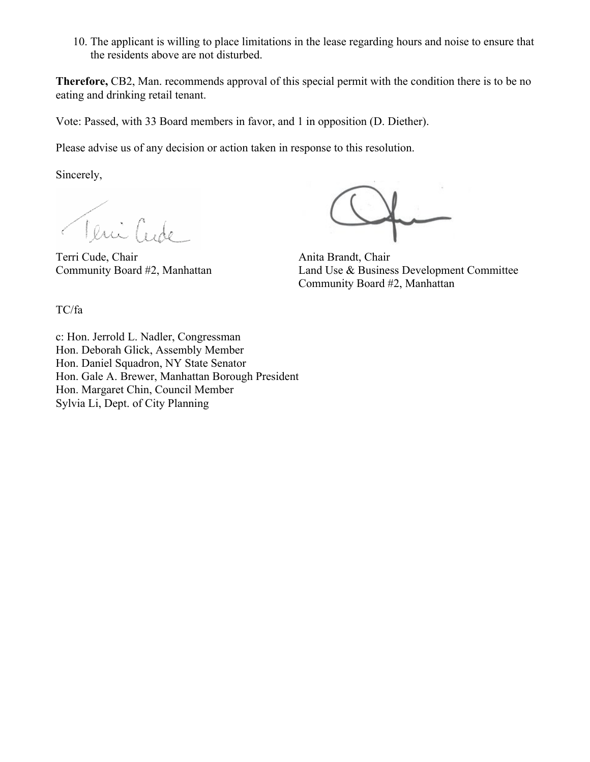10. The applicant is willing to place limitations in the lease regarding hours and noise to ensure that the residents above are not disturbed.

**Therefore,** CB2, Man. recommends approval of this special permit with the condition there is to be no eating and drinking retail tenant.

Vote: Passed, with 33 Board members in favor, and 1 in opposition (D. Diether).

Please advise us of any decision or action taken in response to this resolution.

Sincerely,

Terri Cude, Chair
Community Board #2, Manhattan

Anita Brandt, Chair
Land Use & Business Development Committee
Community Board #2, Manhattan

TC/fa

c: Hon. Jerrold L. Nadler, Congressman
Hon. Deborah Glick, Assembly Member
Hon. Daniel Squadron, NY State Senator
Hon. Gale A. Brewer, Manhattan Borough President
Hon. Margaret Chin, Council Member
Sylvia Li, Dept. of City Planning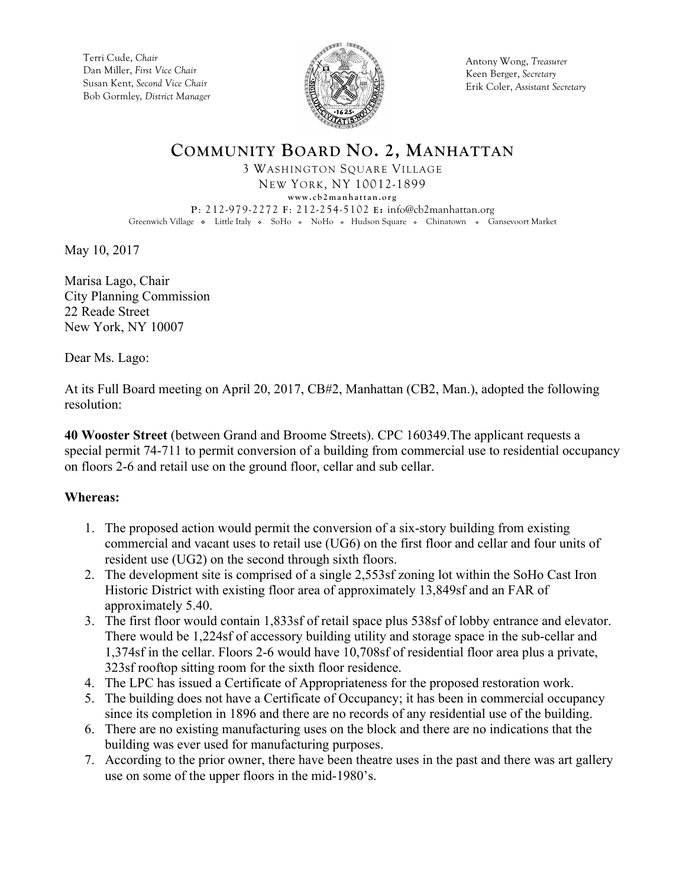Terri Cude, *Chair*
Dan Miller, *First Vice Chair*
Susan Kent, *Second Vice Chair*
Bob Gormley, *District Manager*

Antony Wong, *Treasurer*
Keen Berger, *Secretary*
Erik Coler, *Assistant Secretary*

# COMMUNITY BOARD NO. 2, MANHATTAN

3 WASHINGTON SQUARE VILLAGE
NEW YORK, NY 10012-1899
www.cb2manhattan.org
P: 212-979-2272 F: 212-254-5102 E: info@cb2manhattan.org
Greenwich Village ❖ Little Italy ❖ SoHo ❖ NoHo ❖ Hudson Square ❖ Chinatown ❖ Gansevoort Market

May 10, 2017

Marisa Lago, Chair
City Planning Commission
22 Reade Street
New York, NY 10007

Dear Ms. Lago:

At its Full Board meeting on April 20, 2017, CB#2, Manhattan (CB2, Man.), adopted the following resolution:

**40 Wooster Street** (between Grand and Broome Streets). CPC 160349.The applicant requests a special permit 74-711 to permit conversion of a building from commercial use to residential occupancy on floors 2-6 and retail use on the ground floor, cellar and sub cellar.

**Whereas:**

1. The proposed action would permit the conversion of a six-story building from existing commercial and vacant uses to retail use (UG6) on the first floor and cellar and four units of resident use (UG2) on the second through sixth floors.
2. The development site is comprised of a single 2,553sf zoning lot within the SoHo Cast Iron Historic District with existing floor area of approximately 13,849sf and an FAR of approximately 5.40.
3. The first floor would contain 1,833sf of retail space plus 538sf of lobby entrance and elevator. There would be 1,224sf of accessory building utility and storage space in the sub-cellar and 1,374sf in the cellar. Floors 2-6 would have 10,708sf of residential floor area plus a private, 323sf rooftop sitting room for the sixth floor residence.
4. The LPC has issued a Certificate of Appropriateness for the proposed restoration work.
5. The building does not have a Certificate of Occupancy; it has been in commercial occupancy since its completion in 1896 and there are no records of any residential use of the building.
6. There are no existing manufacturing uses on the block and there are no indications that the building was ever used for manufacturing purposes.
7. According to the prior owner, there have been theatre uses in the past and there was art gallery use on some of the upper floors in the mid-1980's.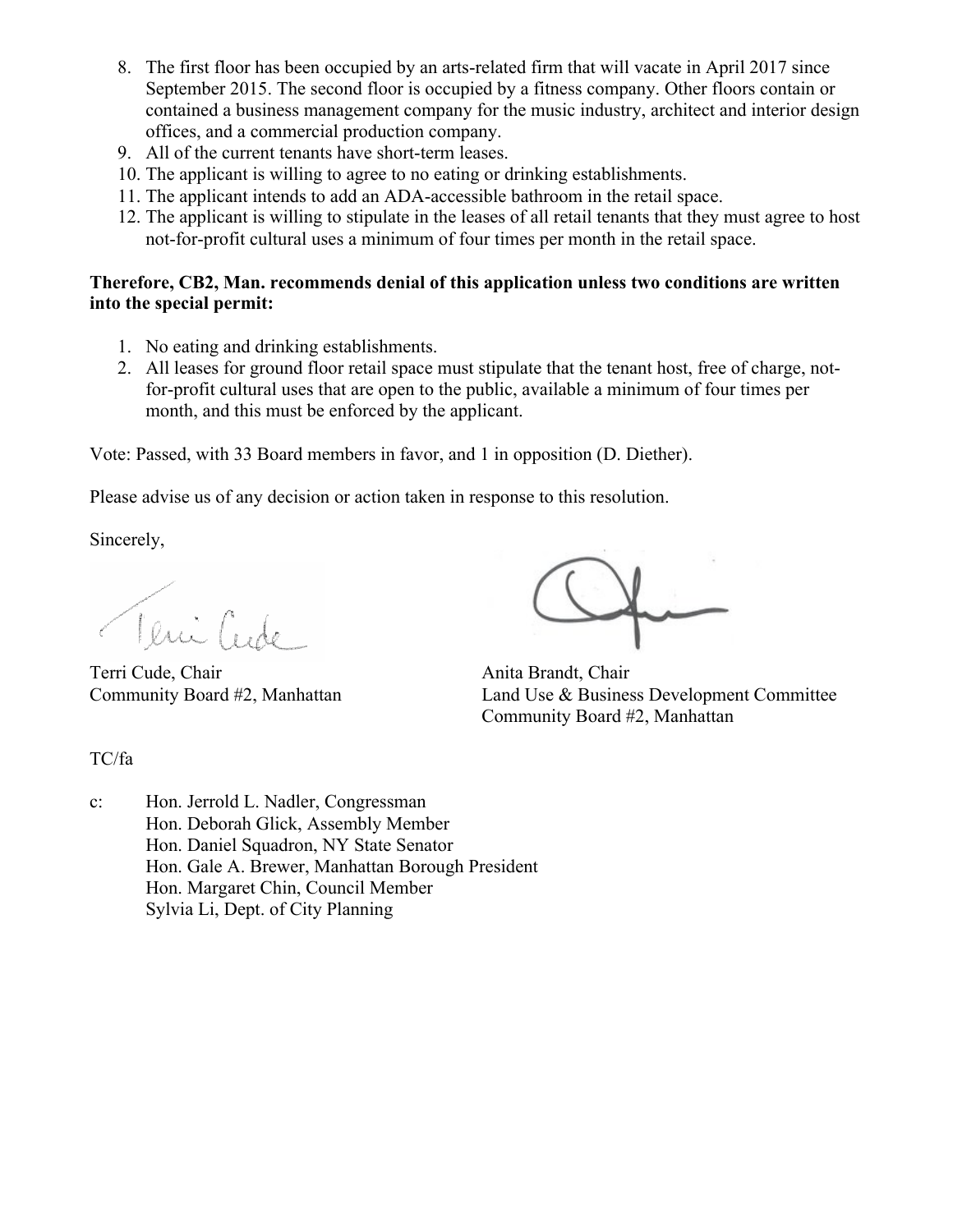8. The first floor has been occupied by an arts-related firm that will vacate in April 2017 since September 2015. The second floor is occupied by a fitness company. Other floors contain or contained a business management company for the music industry, architect and interior design offices, and a commercial production company.
9. All of the current tenants have short-term leases.
10. The applicant is willing to agree to no eating or drinking establishments.
11. The applicant intends to add an ADA-accessible bathroom in the retail space.
12. The applicant is willing to stipulate in the leases of all retail tenants that they must agree to host not-for-profit cultural uses a minimum of four times per month in the retail space.

**Therefore, CB2, Man. recommends denial of this application unless two conditions are written into the special permit:**

1. No eating and drinking establishments.
2. All leases for ground floor retail space must stipulate that the tenant host, free of charge, not-for-profit cultural uses that are open to the public, available a minimum of four times per month, and this must be enforced by the applicant.

Vote: Passed, with 33 Board members in favor, and 1 in opposition (D. Diether).

Please advise us of any decision or action taken in response to this resolution.

Sincerely,

Terri Cude, Chair
Community Board #2, Manhattan

Anita Brandt, Chair
Land Use & Business Development Committee
Community Board #2, Manhattan

TC/fa

c: Hon. Jerrold L. Nadler, Congressman
Hon. Deborah Glick, Assembly Member
Hon. Daniel Squadron, NY State Senator
Hon. Gale A. Brewer, Manhattan Borough President
Hon. Margaret Chin, Council Member
Sylvia Li, Dept. of City Planning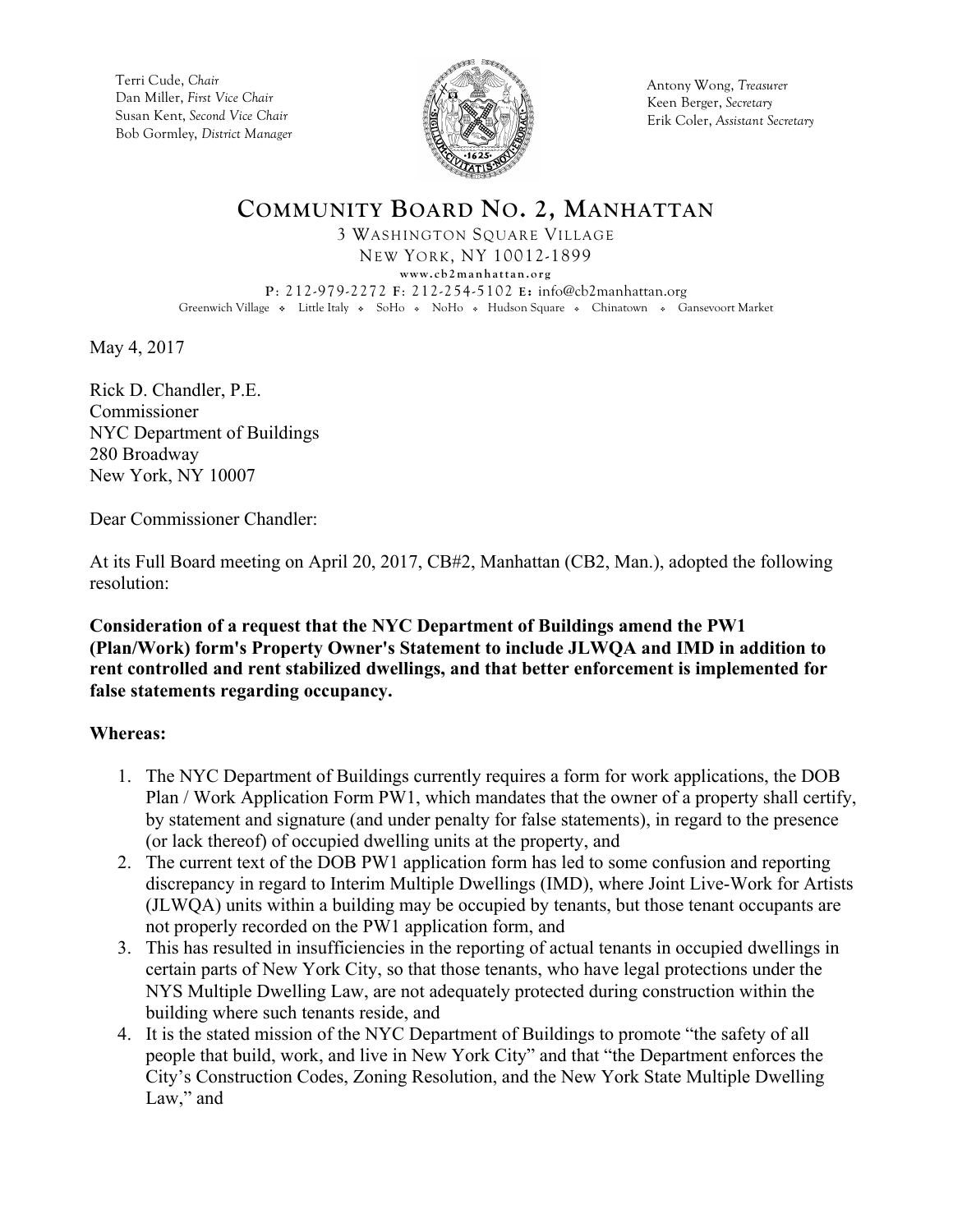Terri Cude, *Chair*
Dan Miller, *First Vice Chair*
Susan Kent, *Second Vice Chair*
Bob Gormley, *District Manager*

Antony Wong, *Treasurer*
Keen Berger, *Secretary*
Erik Coler, *Assistant Secretary*

# COMMUNITY BOARD NO. 2, MANHATTAN

3 WASHINGTON SQUARE VILLAGE
NEW YORK, NY 10012-1899
www.cb2manhattan.org
P: 212-979-2272 F: 212-254-5102 E: info@cb2manhattan.org
Greenwich Village ❖ Little Italy ❖ SoHo ❖ NoHo ❖ Hudson Square ❖ Chinatown ❖ Gansevoort Market

May 4, 2017

Rick D. Chandler, P.E.
Commissioner
NYC Department of Buildings
280 Broadway
New York, NY 10007

Dear Commissioner Chandler:

At its Full Board meeting on April 20, 2017, CB#2, Manhattan (CB2, Man.), adopted the following resolution:

**Consideration of a request that the NYC Department of Buildings amend the PW1 (Plan/Work) form's Property Owner's Statement to include JLWQA and IMD in addition to rent controlled and rent stabilized dwellings, and that better enforcement is implemented for false statements regarding occupancy.**

**Whereas:**

1. The NYC Department of Buildings currently requires a form for work applications, the DOB Plan / Work Application Form PW1, which mandates that the owner of a property shall certify, by statement and signature (and under penalty for false statements), in regard to the presence (or lack thereof) of occupied dwelling units at the property, and
2. The current text of the DOB PW1 application form has led to some confusion and reporting discrepancy in regard to Interim Multiple Dwellings (IMD), where Joint Live-Work for Artists (JLWQA) units within a building may be occupied by tenants, but those tenant occupants are not properly recorded on the PW1 application form, and
3. This has resulted in insufficiencies in the reporting of actual tenants in occupied dwellings in certain parts of New York City, so that those tenants, who have legal protections under the NYS Multiple Dwelling Law, are not adequately protected during construction within the building where such tenants reside, and
4. It is the stated mission of the NYC Department of Buildings to promote "the safety of all people that build, work, and live in New York City" and that "the Department enforces the City's Construction Codes, Zoning Resolution, and the New York State Multiple Dwelling Law," and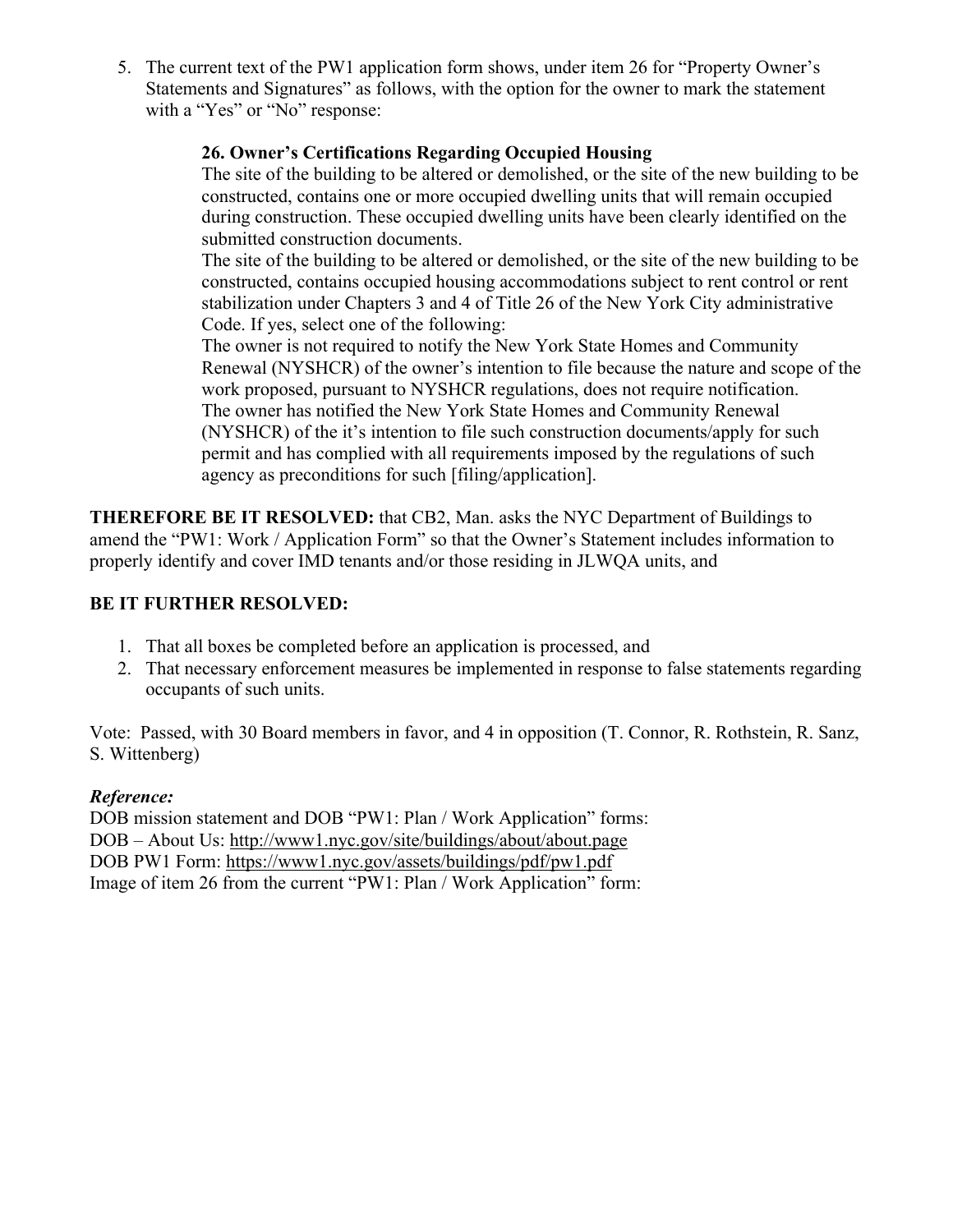5. The current text of the PW1 application form shows, under item 26 for "Property Owner's Statements and Signatures" as follows, with the option for the owner to mark the statement with a "Yes" or "No" response:

   **26. Owner's Certifications Regarding Occupied Housing**
   The site of the building to be altered or demolished, or the site of the new building to be constructed, contains one or more occupied dwelling units that will remain occupied during construction. These occupied dwelling units have been clearly identified on the submitted construction documents.
   The site of the building to be altered or demolished, or the site of the new building to be constructed, contains occupied housing accommodations subject to rent control or rent stabilization under Chapters 3 and 4 of Title 26 of the New York City administrative Code. If yes, select one of the following:
   The owner is not required to notify the New York State Homes and Community Renewal (NYSHCR) of the owner's intention to file because the nature and scope of the work proposed, pursuant to NYSHCR regulations, does not require notification.
   The owner has notified the New York State Homes and Community Renewal (NYSHCR) of the it's intention to file such construction documents/apply for such permit and has complied with all requirements imposed by the regulations of such agency as preconditions for such [filing/application].

**THEREFORE BE IT RESOLVED:** that CB2, Man. asks the NYC Department of Buildings to amend the "PW1: Work / Application Form" so that the Owner's Statement includes information to properly identify and cover IMD tenants and/or those residing in JLWQA units, and

**BE IT FURTHER RESOLVED:**

1. That all boxes be completed before an application is processed, and
2. That necessary enforcement measures be implemented in response to false statements regarding occupants of such units.

Vote: Passed, with 30 Board members in favor, and 4 in opposition (T. Connor, R. Rothstein, R. Sanz, S. Wittenberg)

***Reference:***
DOB mission statement and DOB "PW1: Plan / Work Application" forms:
DOB – About Us: http://www1.nyc.gov/site/buildings/about/about.page
DOB PW1 Form: https://www1.nyc.gov/assets/buildings/pdf/pw1.pdf
Image of item 26 from the current "PW1: Plan / Work Application" form: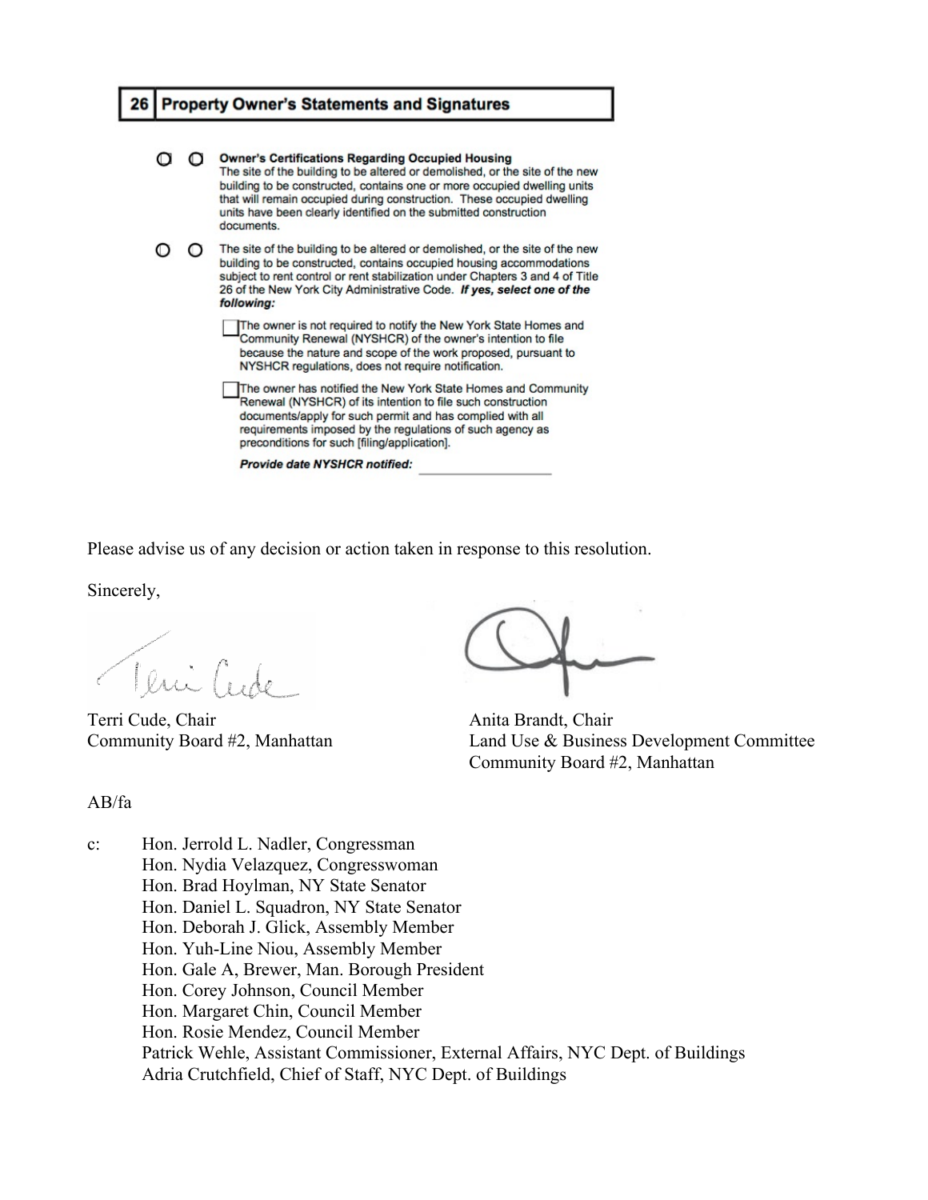## 26 Property Owner's Statements and Signatures

○ ○ **Owner's Certifications Regarding Occupied Housing**
The site of the building to be altered or demolished, or the site of the new building to be constructed, contains one or more occupied dwelling units that will remain occupied during construction. These occupied dwelling units have been clearly identified on the submitted construction documents.

○ ○ The site of the building to be altered or demolished, or the site of the new building to be constructed, contains occupied housing accommodations subject to rent control or rent stabilization under Chapters 3 and 4 of Title 26 of the New York City Administrative Code. ***If yes, select one of the following:***

- ☐ The owner is not required to notify the New York State Homes and Community Renewal (NYSHCR) of the owner's intention to file because the nature and scope of the work proposed, pursuant to NYSHCR regulations, does not require notification.
- ☐ The owner has notified the New York State Homes and Community Renewal (NYSHCR) of its intention to file such construction documents/apply for such permit and has complied with all requirements imposed by the regulations of such agency as preconditions for such [filing/application].

***Provide date NYSHCR notified:*** ______________

Please advise us of any decision or action taken in response to this resolution.

Sincerely,

Terri Cude, Chair
Community Board #2, Manhattan

Anita Brandt, Chair
Land Use & Business Development Committee
Community Board #2, Manhattan

AB/fa

c: Hon. Jerrold L. Nadler, Congressman
Hon. Nydia Velazquez, Congresswoman
Hon. Brad Hoylman, NY State Senator
Hon. Daniel L. Squadron, NY State Senator
Hon. Deborah J. Glick, Assembly Member
Hon. Yuh-Line Niou, Assembly Member
Hon. Gale A, Brewer, Man. Borough President
Hon. Corey Johnson, Council Member
Hon. Margaret Chin, Council Member
Hon. Rosie Mendez, Council Member
Patrick Wehle, Assistant Commissioner, External Affairs, NYC Dept. of Buildings
Adria Crutchfield, Chief of Staff, NYC Dept. of Buildings